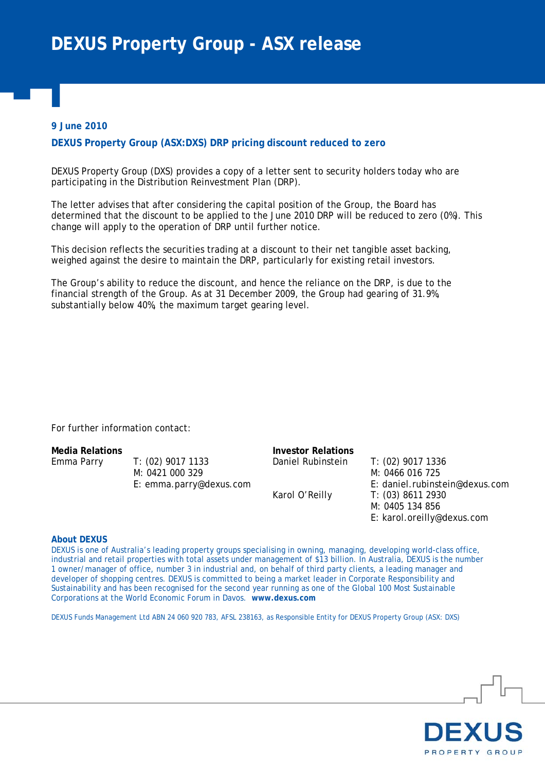# DEXUS Property Group - ASX release

**9 June 2010**

**DEXUS Property Group (ASX:DXS) DRP pricing discount reduced to zero**

DEXUS Property Group (DXS) provides a copy of a letter sent to security holders today who are participating in the Distribution Reinvestment Plan (DRP).

The letter advises that after considering the capital position of the Group, the Board has determined that the discount to be applied to the June 2010 DRP will be reduced to zero (0%). This change will apply to the operation of DRP until further notice.

This decision reflects the securities trading at a discount to their net tangible asset backing, weighed against the desire to maintain the DRP, particularly for existing retail investors.

The Group's ability to reduce the discount, and hence the reliance on the DRP, is due to the financial strength of the Group. As at 31 December 2009, the Group had gearing of 31.9%, substantially below 40%, the maximum target gearing level.

For further information contact:

**Media Relations**

Emma Parry
T: (02) 9017 1133
M: 0421 000 329
E: emma.parry@dexus.com

**Investor Relations**

Daniel Rubinstein
T: (02) 9017 1336
M: 0466 016 725
E: daniel.rubinstein@dexus.com

Karol O'Reilly
T: (03) 8611 2930
M: 0405 134 856
E: karol.oreilly@dexus.com

**About DEXUS**

DEXUS is one of Australia's leading property groups specialising in owning, managing, developing world-class office, industrial and retail properties with total assets under management of $13 billion. In Australia, DEXUS is the number 1 owner/manager of office, number 3 in industrial and, on behalf of third party clients, a leading manager and developer of shopping centres. DEXUS is committed to being a market leader in Corporate Responsibility and Sustainability and has been recognised for the second year running as one of the Global 100 Most Sustainable Corporations at the World Economic Forum in Davos. **www.dexus.com**

DEXUS Funds Management Ltd ABN 24 060 920 783, AFSL 238163, as Responsible Entity for DEXUS Property Group (ASX: DXS)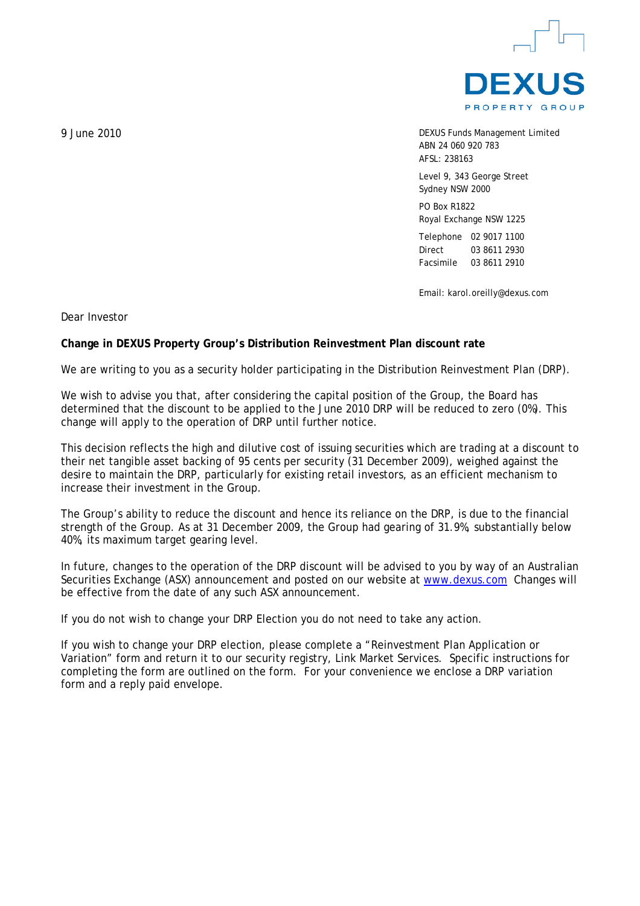DEXUS

PROPERTY GROUP

9 June 2010

DEXUS Funds Management Limited
ABN 24 060 920 783
AFSL: 238163

Level 9, 343 George Street
Sydney NSW 2000

PO Box R1822
Royal Exchange NSW 1225

Telephone 02 9017 1100
Direct 03 8611 2930
Facsimile 03 8611 2910

Email: karol.oreilly@dexus.com

Dear Investor

**Change in DEXUS Property Group's Distribution Reinvestment Plan discount rate**

We are writing to you as a security holder participating in the Distribution Reinvestment Plan (DRP).

We wish to advise you that, after considering the capital position of the Group, the Board has determined that the discount to be applied to the June 2010 DRP will be reduced to zero (0%). This change will apply to the operation of DRP until further notice.

This decision reflects the high and dilutive cost of issuing securities which are trading at a discount to their net tangible asset backing of 95 cents per security (31 December 2009), weighed against the desire to maintain the DRP, particularly for existing retail investors, as an efficient mechanism to increase their investment in the Group.

The Group's ability to reduce the discount and hence its reliance on the DRP, is due to the financial strength of the Group. As at 31 December 2009, the Group had gearing of 31.9%, substantially below 40%, its maximum target gearing level.

In future, changes to the operation of the DRP discount will be advised to you by way of an Australian Securities Exchange (ASX) announcement and posted on our website at www.dexus.com Changes will be effective from the date of any such ASX announcement.

If you do not wish to change your DRP Election you do not need to take any action.

If you wish to change your DRP election, please complete a "Reinvestment Plan Application or Variation" form and return it to our security registry, Link Market Services. Specific instructions for completing the form are outlined on the form. For your convenience we enclose a DRP variation form and a reply paid envelope.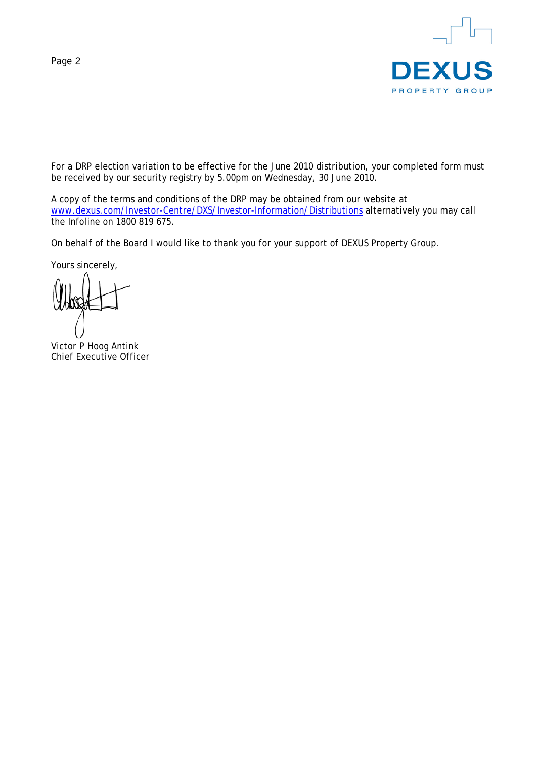For a DRP election variation to be effective for the June 2010 distribution, your completed form must be received by our security registry by 5.00pm on Wednesday, 30 June 2010.

A copy of the terms and conditions of the DRP may be obtained from our website at [www.dexus.com/Investor-Centre/DXS/Investor-Information/Distributions](www.dexus.com/Investor-Centre/DXS/Investor-Information/Distributions) alternatively you may call the Infoline on 1800 819 675.

On behalf of the Board I would like to thank you for your support of DEXUS Property Group.

Yours sincerely,

Victor P Hoog Antink
Chief Executive Officer